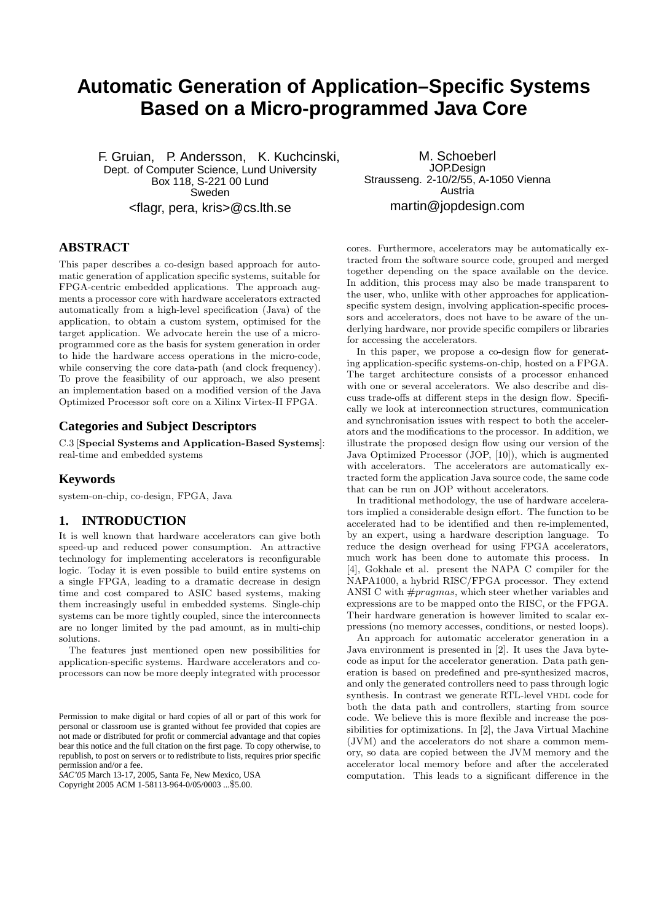# Automatic Generation of Application–Specific Systems Based on a Micro-programmed Java Core

F. Gruian, P. Andersson, K. Kuchcinski,
Dept. of Computer Science, Lund University
Box 118, S-221 00 Lund
Sweden
<flagr, pera, kris>@cs.lth.se

M. Schoeberl
JOP.Design
Strausseng. 2-10/2/55, A-1050 Vienna
Austria
martin@jopdesign.com

## ABSTRACT

This paper describes a co-design based approach for automatic generation of application specific systems, suitable for FPGA-centric embedded applications. The approach augments a processor core with hardware accelerators extracted automatically from a high-level specification (Java) of the application, to obtain a custom system, optimised for the target application. We advocate herein the use of a micro-programmed core as the basis for system generation in order to hide the hardware access operations in the micro-code, while conserving the core data-path (and clock frequency). To prove the feasibility of our approach, we also present an implementation based on a modified version of the Java Optimized Processor soft core on a Xilinx Virtex-II FPGA.

## Categories and Subject Descriptors

C.3 [**Special Systems and Application-Based Systems**]: real-time and embedded systems

## Keywords

system-on-chip, co-design, FPGA, Java

## 1. INTRODUCTION

It is well known that hardware accelerators can give both speed-up and reduced power consumption. An attractive technology for implementing accelerators is reconfigurable logic. Today it is even possible to build entire systems on a single FPGA, leading to a dramatic decrease in design time and cost compared to ASIC based systems, making them increasingly useful in embedded systems. Single-chip systems can be more tightly coupled, since the interconnects are no longer limited by the pad amount, as in multi-chip solutions.

The features just mentioned open new possibilities for application-specific systems. Hardware accelerators and co-processors can now be more deeply integrated with processor cores. Furthermore, accelerators may be automatically extracted from the software source code, grouped and merged together depending on the space available on the device. In addition, this process may also be made transparent to the user, who, unlike with other approaches for application-specific system design, involving application-specific processors and accelerators, does not have to be aware of the underlying hardware, nor provide specific compilers or libraries for accessing the accelerators.

In this paper, we propose a co-design flow for generating application-specific systems-on-chip, hosted on a FPGA. The target architecture consists of a processor enhanced with one or several accelerators. We also describe and discuss trade-offs at different steps in the design flow. Specifically we look at interconnection structures, communication and synchronisation issues with respect to both the accelerators and the modifications to the processor. In addition, we illustrate the proposed design flow using our version of the Java Optimized Processor (JOP, [10]), which is augmented with accelerators. The accelerators are automatically extracted form the application Java source code, the same code that can be run on JOP without accelerators.

In traditional methodology, the use of hardware accelerators implied a considerable design effort. The function to be accelerated had to be identified and then re-implemented, by an expert, using a hardware description language. To reduce the design overhead for using FPGA accelerators, much work has been done to automate this process. In [4], Gokhale et al. present the NAPA C compiler for the NAPA1000, a hybrid RISC/FPGA processor. They extend ANSI C with *#pragmas*, which steer whether variables and expressions are to be mapped onto the RISC, or the FPGA. Their hardware generation is however limited to scalar expressions (no memory accesses, conditions, or nested loops).

An approach for automatic accelerator generation in a Java environment is presented in [2]. It uses the Java bytecode as input for the accelerator generation. Data path generation is based on predefined and pre-synthesized macros, and only the generated controllers need to pass through logic synthesis. In contrast we generate RTL-level VHDL code for both the data path and controllers, starting from source code. We believe this is more flexible and increase the possibilities for optimizations. In [2], the Java Virtual Machine (JVM) and the accelerators do not share a common memory, so data are copied between the JVM memory and the accelerator local memory before and after the accelerated computation. This leads to a significant difference in the

Permission to make digital or hard copies of all or part of this work for personal or classroom use is granted without fee provided that copies are not made or distributed for profit or commercial advantage and that copies bear this notice and the full citation on the first page. To copy otherwise, to republish, to post on servers or to redistribute to lists, requires prior specific permission and/or a fee.
*SAC'05* March 13-17, 2005, Santa Fe, New Mexico, USA
Copyright 2005 ACM 1-58113-964-0/05/0003 ...$5.00.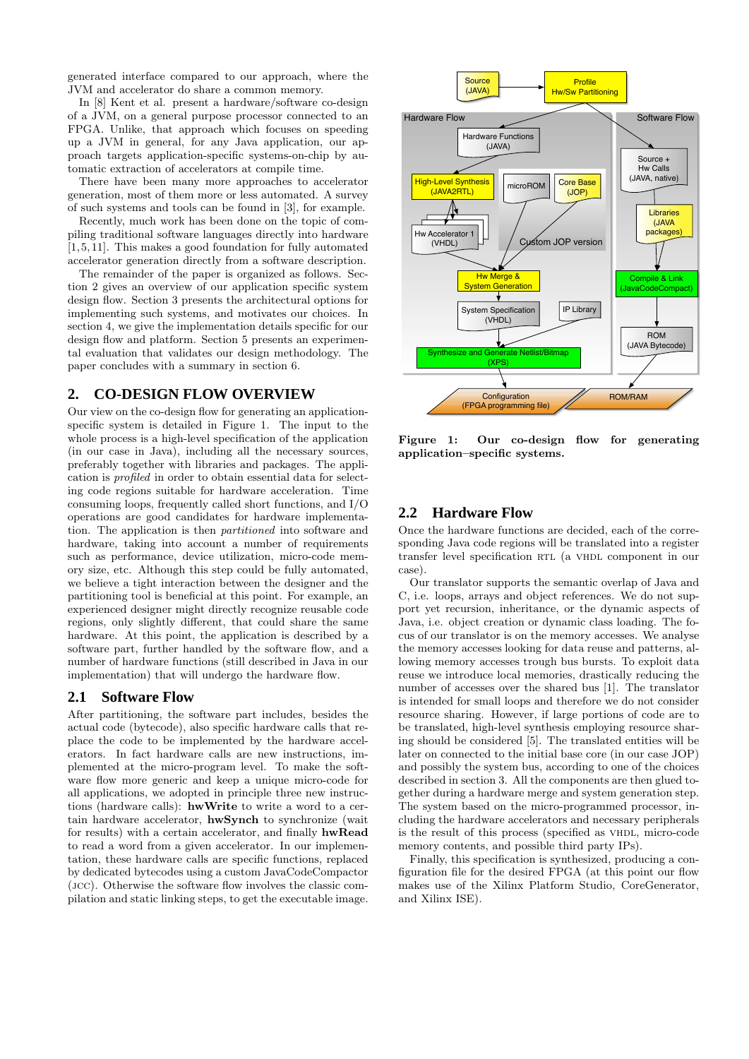generated interface compared to our approach, where the JVM and accelerator do share a common memory.

In [8] Kent et al. present a hardware/software co-design of a JVM, on a general purpose processor connected to an FPGA. Unlike, that approach which focuses on speeding up a JVM in general, for any Java application, our approach targets application-specific systems-on-chip by automatic extraction of accelerators at compile time.

There have been many more approaches to accelerator generation, most of them more or less automated. A survey of such systems and tools can be found in [3], for example.

Recently, much work has been done on the topic of compiling traditional software languages directly into hardware [1,5,11]. This makes a good foundation for fully automated accelerator generation directly from a software description.

The remainder of the paper is organized as follows. Section 2 gives an overview of our application specific system design flow. Section 3 presents the architectural options for implementing such systems, and motivates our choices. In section 4, we give the implementation details specific for our design flow and platform. Section 5 presents an experimental evaluation that validates our design methodology. The paper concludes with a summary in section 6.

## 2. CO-DESIGN FLOW OVERVIEW

Our view on the co-design flow for generating an application-specific system is detailed in Figure 1. The input to the whole process is a high-level specification of the application (in our case in Java), including all the necessary sources, preferably together with libraries and packages. The application is *profiled* in order to obtain essential data for selecting code regions suitable for hardware acceleration. Time consuming loops, frequently called short functions, and I/O operations are good candidates for hardware implementation. The application is then *partitioned* into software and hardware, taking into account a number of requirements such as performance, device utilization, micro-code memory size, etc. Although this step could be fully automated, we believe a tight interaction between the designer and the partitioning tool is beneficial at this point. For example, an experienced designer might directly recognize reusable code regions, only slightly different, that could share the same hardware. At this point, the application is described by a software part, further handled by the software flow, and a number of hardware functions (still described in Java in our implementation) that will undergo the hardware flow.

### 2.1 Software Flow

After partitioning, the software part includes, besides the actual code (bytecode), also specific hardware calls that replace the code to be implemented by the hardware accelerators. In fact hardware calls are new instructions, implemented at the micro-program level. To make the software flow more generic and keep a unique micro-code for all applications, we adopted in principle three new instructions (hardware calls): **hwWrite** to write a word to a certain hardware accelerator, **hwSynch** to synchronize (wait for results) with a certain accelerator, and finally **hwRead** to read a word from a given accelerator. In our implementation, these hardware calls are specific functions, replaced by dedicated bytecodes using a custom JavaCodeCompactor (JCC). Otherwise the software flow involves the classic compilation and static linking steps, to get the executable image.

**Figure 1: Our co-design flow for generating application–specific systems.**

### 2.2 Hardware Flow

Once the hardware functions are decided, each of the corresponding Java code regions will be translated into a register transfer level specification RTL (a VHDL component in our case).

Our translator supports the semantic overlap of Java and C, i.e. loops, arrays and object references. We do not support yet recursion, inheritance, or the dynamic aspects of Java, i.e. object creation or dynamic class loading. The focus of our translator is on the memory accesses. We analyse the memory accesses looking for data reuse and patterns, allowing memory accesses trough bus bursts. To exploit data reuse we introduce local memories, drastically reducing the number of accesses over the shared bus [1]. The translator is intended for small loops and therefore we do not consider resource sharing. However, if large portions of code are to be translated, high-level synthesis employing resource sharing should be considered [5]. The translated entities will be later on connected to the initial base core (in our case JOP) and possibly the system bus, according to one of the choices described in section 3. All the components are then glued together during a hardware merge and system generation step. The system based on the micro-programmed processor, including the hardware accelerators and necessary peripherals is the result of this process (specified as VHDL, micro-code memory contents, and possible third party IPs).

Finally, this specification is synthesized, producing a configuration file for the desired FPGA (at this point our flow makes use of the Xilinx Platform Studio, CoreGenerator, and Xilinx ISE).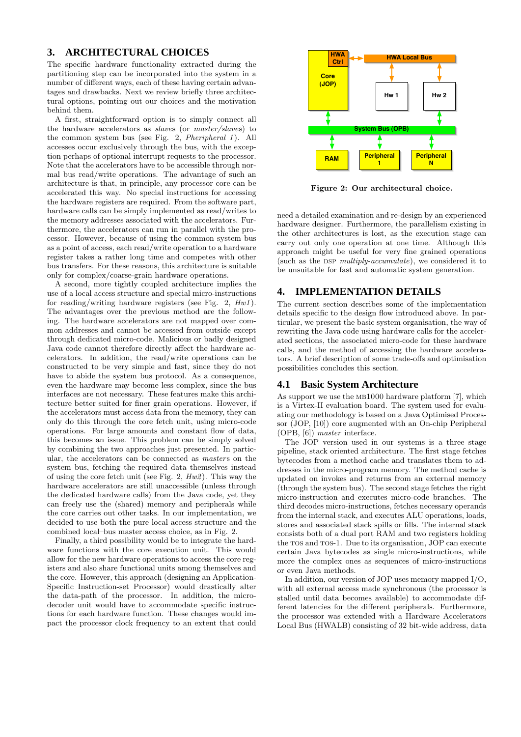## 3. ARCHITECTURAL CHOICES

The specific hardware functionality extracted during the partitioning step can be incorporated into the system in a number of different ways, each of these having certain advantages and drawbacks. Next we review briefly three architectural options, pointing out our choices and the motivation behind them.

A first, straightforward option is to simply connect all the hardware accelerators as *slaves* (or *master/slaves*) to the common system bus (see Fig. 2, *Pheripheral 1*). All accesses occur exclusively through the bus, with the exception perhaps of optional interrupt requests to the processor. Note that the accelerators have to be accessible through normal bus read/write operations. The advantage of such an architecture is that, in principle, any processor core can be accelerated this way. No special instructions for accessing the hardware registers are required. From the software part, hardware calls can be simply implemented as reads/writes to the memory addresses associated with the accelerators. Furthermore, the accelerators can run in parallel with the processor. However, because of using the common system bus as a point of access, each read/write operation to a hardware register takes a rather long time and competes with other bus transfers. For these reasons, this architecture is suitable only for complex/coarse-grain hardware operations.

A second, more tightly coupled architecture implies the use of a local access structure and special micro-instructions for reading/writing hardware registers (see Fig. 2, *Hw1*). The advantages over the previous method are the following. The hardware accelerators are not mapped over common addresses and cannot be accessed from outside except through dedicated micro-code. Malicious or badly designed Java code cannot therefore directly affect the hardware accelerators. In addition, the read/write operations can be constructed to be very simple and fast, since they do not have to abide the system bus protocol. As a consequence, even the hardware may become less complex, since the bus interfaces are not necessary. These features make this architecture better suited for finer grain operations. However, if the accelerators must access data from the memory, they can only do this through the core fetch unit, using micro-code operations. For large amounts and constant flow of data, this becomes an issue. This problem can be simply solved by combining the two approaches just presented. In particular, the accelerators can be connected as *masters* on the system bus, fetching the required data themselves instead of using the core fetch unit (see Fig. 2, *Hw2*). This way the hardware accelerators are still unaccessible (unless through the dedicated hardware calls) from the Java code, yet they can freely use the (shared) memory and peripherals while the core carries out other tasks. In our implementation, we decided to use both the pure local access structure and the combined local–bus master access choice, as in Fig. 2.

Finally, a third possibility would be to integrate the hardware functions with the core execution unit. This would allow for the new hardware operations to access the core registers and also share functional units among themselves and the core. However, this approach (designing an Application-Specific Instruction-set Processor) would drastically alter the data-path of the processor. In addition, the micro-decoder unit would have to accommodate specific instructions for each hardware function. These changes would impact the processor clock frequency to an extent that could need a detailed examination and re-design by an experienced hardware designer. Furthermore, the parallelism existing in the other architectures is lost, as the execution stage can carry out only one operation at one time. Although this approach might be useful for very fine grained operations (such as the DSP *multiply-accumulate*), we considered it to be unsuitable for fast and automatic system generation.

HWA Ctrl
HWA Local Bus
Core (JOP)
Hw 1
Hw 2
System Bus (OPB)
RAM
Peripheral 1
Peripheral N

**Figure 2: Our architectural choice.**

## 4. IMPLEMENTATION DETAILS

The current section describes some of the implementation details specific to the design flow introduced above. In particular, we present the basic system organisation, the way of rewriting the Java code using hardware calls for the accelerated sections, the associated micro-code for these hardware calls, and the method of accessing the hardware accelerators. A brief description of some trade-offs and optimisation possibilities concludes this section.

### 4.1 Basic System Architecture

As support we use the MB1000 hardware platform [7], which is a Virtex-II evaluation board. The system used for evaluating our methodology is based on a Java Optimised Processor (JOP, [10]) core augmented with an On-chip Peripheral (OPB, [6]) *master* interface.

The JOP version used in our systems is a three stage pipeline, stack oriented architecture. The first stage fetches bytecodes from a method cache and translates them to addresses in the micro-program memory. The method cache is updated on invokes and returns from an external memory (through the system bus). The second stage fetches the right micro-instruction and executes micro-code branches. The third decodes micro-instructions, fetches necessary operands from the internal stack, and executes ALU operations, loads, stores and associated stack spills or fills. The internal stack consists both of a dual port RAM and two registers holding the TOS and TOS-1. Due to its organisation, JOP can execute certain Java bytecodes as single micro-instructions, while more the complex ones as sequences of micro-instructions or even Java methods.

In addition, our version of JOP uses memory mapped I/O, with all external access made synchronous (the processor is stalled until data becomes available) to accommodate different latencies for the different peripherals. Furthermore, the processor was extended with a Hardware Accelerators Local Bus (HWALB) consisting of 32 bit-wide address, data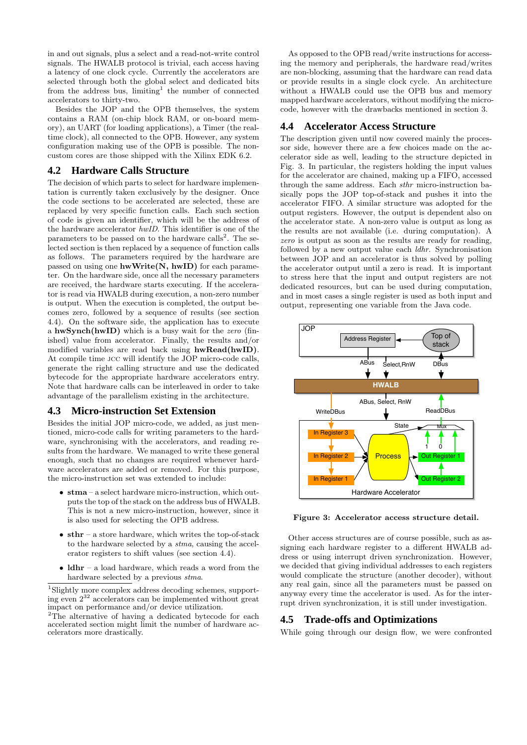in and out signals, plus a select and a read-not-write control signals. The HWALB protocol is trivial, each access having a latency of one clock cycle. Currently the accelerators are selected through both the global select and dedicated bits from the address bus, limiting[1] the number of connected accelerators to thirty-two.

Besides the JOP and the OPB themselves, the system contains a RAM (on-chip block RAM, or on-board memory), an UART (for loading applications), a Timer (the real-time clock), all connected to the OPB. However, any system configuration making use of the OPB is possible. The non-custom cores are those shipped with the Xilinx EDK 6.2.

## 4.2 Hardware Calls Structure

The decision of which parts to select for hardware implementation is currently taken exclusively by the designer. Once the code sections to be accelerated are selected, these are replaced by very specific function calls. Each such section of code is given an identifier, which will be the address of the hardware accelerator *hwID*. This identifier is one of the parameters to be passed on to the hardware calls[2]. The selected section is then replaced by a sequence of function calls as follows. The parameters required by the hardware are passed on using one **hwWrite(N, hwID)** for each parameter. On the hardware side, once all the necessary parameters are received, the hardware starts executing. If the accelerator is read via HWALB during execution, a non-zero number is output. When the execution is completed, the output becomes zero, followed by a sequence of results (see section 4.4). On the software side, the application has to execute a **hwSynch(hwID)** which is a busy wait for the *zero* (finished) value from accelerator. Finally, the results and/or modified variables are read back using **hwRead(hwID)**. At compile time JCC will identify the JOP micro-code calls, generate the right calling structure and use the dedicated bytecode for the appropriate hardware accelerators entry. Note that hardware calls can be interleaved in order to take advantage of the parallelism existing in the architecture.

## 4.3 Micro-instruction Set Extension

Besides the initial JOP micro-code, we added, as just mentioned, micro-code calls for writing parameters to the hardware, synchronising with the accelerators, and reading results from the hardware. We managed to write these general enough, such that no changes are required whenever hardware accelerators are added or removed. For this purpose, the micro-instruction set was extended to include:

- **stma** – a select hardware micro-instruction, which outputs the top of the stack on the address bus of HWALB. This is not a new micro-instruction, however, since it is also used for selecting the OPB address.
- **sthr** – a store hardware, which writes the top-of-stack to the hardware selected by a *stma*, causing the accelerator registers to shift values (see section 4.4).
- **ldhr** – a load hardware, which reads a word from the hardware selected by a previous *stma*.

[1]Slightly more complex address decoding schemes, supporting even $2^{32}$ accelerators can be implemented without great impact on performance and/or device utilization.

[2]The alternative of having a dedicated bytecode for each accelerated section might limit the number of hardware accelerators more drastically.

As opposed to the OPB read/write instructions for accessing the memory and peripherals, the hardware read/writes are non-blocking, assuming that the hardware can read data or provide results in a single clock cycle. An architecture without a HWALB could use the OPB bus and memory mapped hardware accelerators, without modifying the micro-code, however with the drawbacks mentioned in section 3.

## 4.4 Accelerator Access Structure

The description given until now covered mainly the processor side, however there are a few choices made on the accelerator side as well, leading to the structure depicted in Fig. 3. In particular, the registers holding the input values for the accelerator are chained, making up a FIFO, accessed through the same address. Each *sthr* micro-instruction basically pops the JOP top-of-stack and pushes it into the accelerator FIFO. A similar structure was adopted for the output registers. However, the output is dependent also on the accelerator state. A non-zero value is output as long as the results are not available (i.e. during computation). A *zero* is output as soon as the results are ready for reading, followed by a new output value each *ldhr*. Synchronisation between JOP and an accelerator is thus solved by polling the accelerator output until a zero is read. It is important to stress here that the input and output registers are not dedicated resources, but can be used during computation, and in most cases a single register is used as both input and output, representing one variable from the Java code.

**Figure 3: Accelerator access structure detail.**

Other access structures are of course possible, such as assigning each hardware register to a different HWALB address or using interrupt driven synchronization. However, we decided that giving individual addresses to each registers would complicate the structure (another decoder), without any real gain, since all the parameters must be passed on anyway every time the accelerator is used. As for the interrupt driven synchronization, it is still under investigation.

## 4.5 Trade-offs and Optimizations

While going through our design flow, we were confronted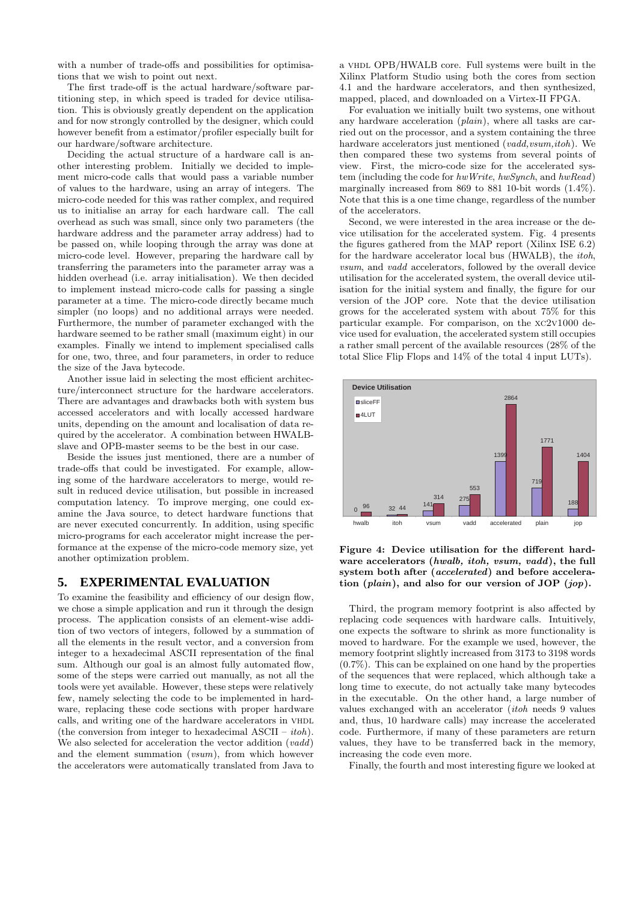with a number of trade-offs and possibilities for optimisations that we wish to point out next.

The first trade-off is the actual hardware/software partitioning step, in which speed is traded for device utilisation. This is obviously greatly dependent on the application and for now strongly controlled by the designer, which could however benefit from a estimator/profiler especially built for our hardware/software architecture.

Deciding the actual structure of a hardware call is another interesting problem. Initially we decided to implement micro-code calls that would pass a variable number of values to the hardware, using an array of integers. The micro-code needed for this was rather complex, and required us to initialise an array for each hardware call. The call overhead as such was small, since only two parameters (the hardware address and the parameter array address) had to be passed on, while looping through the array was done at micro-code level. However, preparing the hardware call by transferring the parameters into the parameter array was a hidden overhead (i.e. array initialisation). We then decided to implement instead micro-code calls for passing a single parameter at a time. The micro-code directly became much simpler (no loops) and no additional arrays were needed. Furthermore, the number of parameter exchanged with the hardware seemed to be rather small (maximum eight) in our examples. Finally we intend to implement specialised calls for one, two, three, and four parameters, in order to reduce the size of the Java bytecode.

Another issue laid in selecting the most efficient architecture/interconnect structure for the hardware accelerators. There are advantages and drawbacks both with system bus accessed accelerators and with locally accessed hardware units, depending on the amount and localisation of data required by the accelerator. A combination between HWALB-slave and OPB-master seems to be the best in our case.

Beside the issues just mentioned, there are a number of trade-offs that could be investigated. For example, allowing some of the hardware accelerators to merge, would result in reduced device utilisation, but possible in increased computation latency. To improve merging, one could examine the Java source, to detect hardware functions that are never executed concurrently. In addition, using specific micro-programs for each accelerator might increase the performance at the expense of the micro-code memory size, yet another optimization problem.

## 5. EXPERIMENTAL EVALUATION

To examine the feasibility and efficiency of our design flow, we chose a simple application and run it through the design process. The application consists of an element-wise addition of two vectors of integers, followed by a summation of all the elements in the result vector, and a conversion from integer to a hexadecimal ASCII representation of the final sum. Although our goal is an almost fully automated flow, some of the steps were carried out manually, as not all the tools were yet available. However, these steps were relatively few, namely selecting the code to be implemented in hardware, replacing these code sections with proper hardware calls, and writing one of the hardware accelerators in VHDL (the conversion from integer to hexadecimal ASCII – *itoh*). We also selected for acceleration the vector addition (*vadd*) and the element summation (*vsum*), from which however the accelerators were automatically translated from Java to a VHDL OPB/HWALB core. Full systems were built in the Xilinx Platform Studio using both the cores from section 4.1 and the hardware accelerators, and then synthesized, mapped, placed, and downloaded on a Virtex-II FPGA.

For evaluation we initially built two systems, one without any hardware acceleration (*plain*), where all tasks are carried out on the processor, and a system containing the three hardware accelerators just mentioned (*vadd,vsum,itoh*). We then compared these two systems from several points of view. First, the micro-code size for the accelerated system (including the code for *hwWrite*, *hwSynch*, and *hwRead*) marginally increased from 869 to 881 10-bit words (1.4%). Note that this is a one time change, regardless of the number of the accelerators.

Second, we were interested in the area increase or the device utilisation for the accelerated system. Fig. 4 presents the figures gathered from the MAP report (Xilinx ISE 6.2) for the hardware accelerator local bus (HWALB), the *itoh*, *vsum*, and *vadd* accelerators, followed by the overall device utilisation for the accelerated system, the overall device utilisation for the initial system and finally, the figure for our version of the JOP core. Note that the device utilisation grows for the accelerated system with about 75% for this particular example. For comparison, on the XC2V1000 device used for evaluation, the accelerated system still occupies a rather small percent of the available resources (28% of the total Slice Flip Flops and 14% of the total 4 input LUTs).

**Device Utilisation**

| | hwalb | itoh | vsum | vadd | accelerated | plain | jop |
|---|---|---|---|---|---|---|---|
| sliceFF | 0 | 32 | 141 | 275 | 1399 | 719 | 188 |
| 4LUT | 96 | 44 | 314 | 553 | 2864 | 1771 | 1404 |

**Figure 4: Device utilisation for the different hardware accelerators (*hwalb, itoh, vsum, vadd*), the full system both after (*accelerated*) and before acceleration (*plain*), and also for our version of JOP (*jop*).**

Third, the program memory footprint is also affected by replacing code sequences with hardware calls. Intuitively, one expects the software to shrink as more functionality is moved to hardware. For the example we used, however, the memory footprint slightly increased from 3173 to 3198 words (0.7%). This can be explained on one hand by the properties of the sequences that were replaced, which although take a long time to execute, do not actually take many bytecodes in the executable. On the other hand, a large number of values exchanged with an accelerator (*itoh* needs 9 values and, thus, 10 hardware calls) may increase the accelerated code. Furthermore, if many of these parameters are return values, they have to be transferred back in the memory, increasing the code even more.

Finally, the fourth and most interesting figure we looked at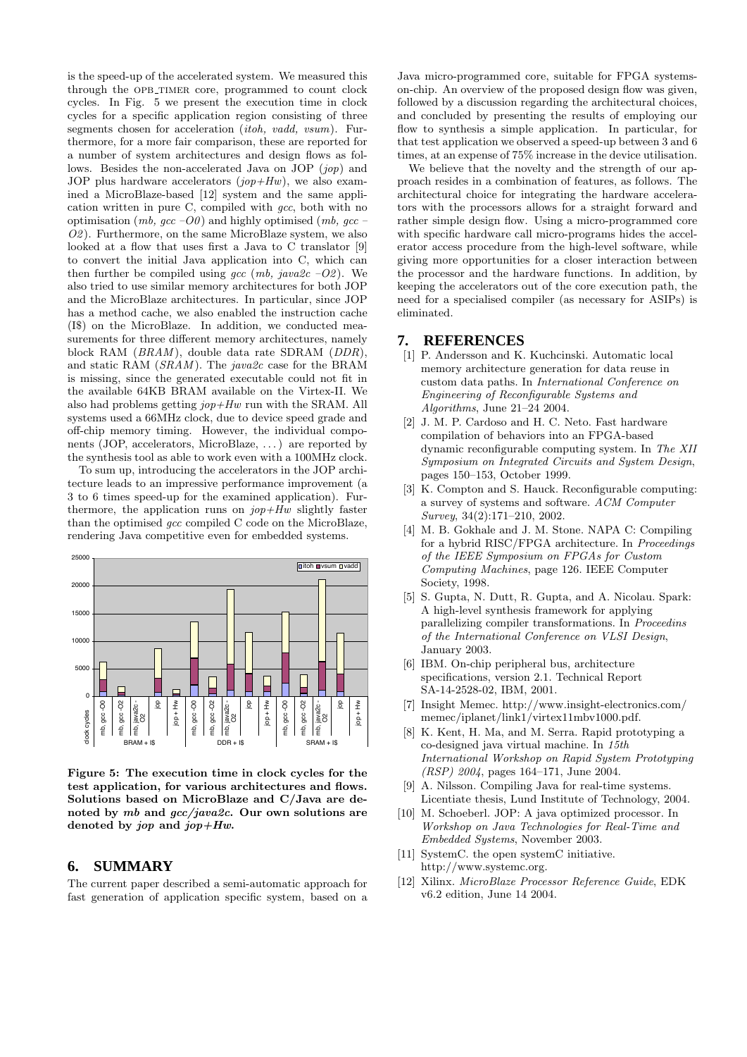is the speed-up of the accelerated system. We measured this through the OPB_TIMER core, programmed to count clock cycles. In Fig. 5 we present the execution time in clock cycles for a specific application region consisting of three segments chosen for acceleration (*itoh, vadd, vsum*). Furthermore, for a more fair comparison, these are reported for a number of system architectures and design flows as follows. Besides the non-accelerated Java on JOP (*jop*) and JOP plus hardware accelerators (*jop+Hw*), we also examined a MicroBlaze-based [12] system and the same application written in pure C, compiled with *gcc*, both with no optimisation (*mb, gcc –O0*) and highly optimised (*mb, gcc –O2*). Furthermore, on the same MicroBlaze system, we also looked at a flow that uses first a Java to C translator [9] to convert the initial Java application into C, which can then further be compiled using *gcc* (*mb, java2c –O2*). We also tried to use similar memory architectures for both JOP and the MicroBlaze architectures. In particular, since JOP has a method cache, we also enabled the instruction cache (I$) on the MicroBlaze. In addition, we conducted measurements for three different memory architectures, namely block RAM (*BRAM*), double data rate SDRAM (*DDR*), and static RAM (*SRAM*). The *java2c* case for the BRAM is missing, since the generated executable could not fit in the available 64KB BRAM available on the Virtex-II. We also had problems getting *jop+Hw* run with the SRAM. All systems used a 66MHz clock, due to device speed grade and off-chip memory timing. However, the individual components (JOP, accelerators, MicroBlaze, ...) are reported by the synthesis tool as able to work even with a 100MHz clock.

To sum up, introducing the accelerators in the JOP architecture leads to an impressive performance improvement (a 3 to 6 times speed-up for the examined application). Furthermore, the application runs on *jop+Hw* slightly faster than the optimised *gcc* compiled C code on the MicroBlaze, rendering Java competitive even for embedded systems.

25000
20000
15000
10000
5000
0
itoh vsum vadd
clock cycles
mb, gcc -O0
mb, gcc -O2
mb, java2c -O2
jop
jop + Hw
mb, gcc -O0
mb, gcc -O2
mb, java2c -O2
jop
jop + Hw
mb, gcc -O0
mb, gcc -O2
mb, java2c -O2
jop
jop + Hw
BRAM + I$
DDR + I$
SRAM + I$

**Figure 5: The execution time in clock cycles for the test application, for various architectures and flows. Solutions based on MicroBlaze and C/Java are denoted by *mb* and *gcc/java2c*. Our own solutions are denoted by *jop* and *jop+Hw*.**

## 6. SUMMARY

The current paper described a semi-automatic approach for fast generation of application specific system, based on a Java micro-programmed core, suitable for FPGA systems-on-chip. An overview of the proposed design flow was given, followed by a discussion regarding the architectural choices, and concluded by presenting the results of employing our flow to synthesis a simple application. In particular, for that test application we observed a speed-up between 3 and 6 times, at an expense of 75% increase in the device utilisation.

We believe that the novelty and the strength of our approach resides in a combination of features, as follows. The architectural choice for integrating the hardware accelerators with the processors allows for a straight forward and rather simple design flow. Using a micro-programmed core with specific hardware call micro-programs hides the accelerator access procedure from the high-level software, while giving more opportunities for a closer interaction between the processor and the hardware functions. In addition, by keeping the accelerators out of the core execution path, the need for a specialised compiler (as necessary for ASIPs) is eliminated.

## 7. REFERENCES

[1] P. Andersson and K. Kuchcinski. Automatic local memory architecture generation for data reuse in custom data paths. In *International Conference on Engineering of Reconfigurable Systems and Algorithms*, June 21–24 2004.

[2] J. M. P. Cardoso and H. C. Neto. Fast hardware compilation of behaviors into an FPGA-based dynamic reconfigurable computing system. In *The XII Symposium on Integrated Circuits and System Design*, pages 150–153, October 1999.

[3] K. Compton and S. Hauck. Reconfigurable computing: a survey of systems and software. *ACM Computer Survey*, 34(2):171–210, 2002.

[4] M. B. Gokhale and J. M. Stone. NAPA C: Compiling for a hybrid RISC/FPGA architecture. In *Proceedings of the IEEE Symposium on FPGAs for Custom Computing Machines*, page 126. IEEE Computer Society, 1998.

[5] S. Gupta, N. Dutt, R. Gupta, and A. Nicolau. Spark: A high-level synthesis framework for applying parallelizing compiler transformations. In *Proceedins of the International Conference on VLSI Design*, January 2003.

[6] IBM. On-chip peripheral bus, architecture specifications, version 2.1. Technical Report SA-14-2528-02, IBM, 2001.

[7] Insight Memec. http://www.insight-electronics.com/memec/iplanet/link1/virtex11mbv1000.pdf.

[8] K. Kent, H. Ma, and M. Serra. Rapid prototyping a co-designed java virtual machine. In *15th International Workshop on Rapid System Prototyping (RSP) 2004*, pages 164–171, June 2004.

[9] A. Nilsson. Compiling Java for real-time systems. Licentiate thesis, Lund Institute of Technology, 2004.

[10] M. Schoeberl. JOP: A java optimized processor. In *Workshop on Java Technologies for Real-Time and Embedded Systems*, November 2003.

[11] SystemC. the open systemC initiative. http://www.systemc.org.

[12] Xilinx. *MicroBlaze Processor Reference Guide*, EDK v6.2 edition, June 14 2004.